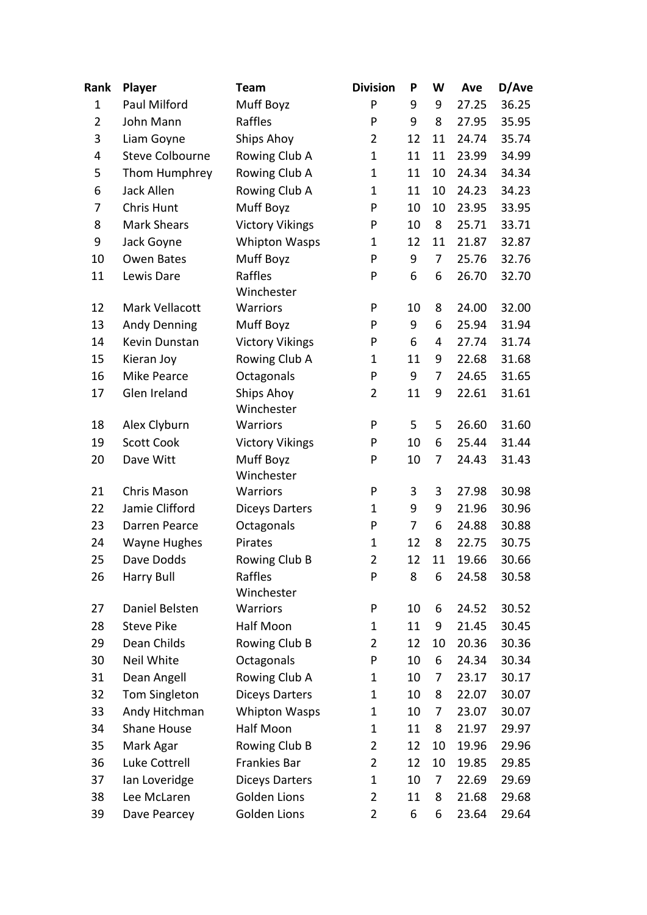| Rank | Player | Team | Division | P | W | Ave | D/Ave |
|---|---|---|---|---|---|---|---|
| 1 | Paul Milford | Muff Boyz | P | 9 | 9 | 27.25 | 36.25 |
| 2 | John Mann | Raffles | P | 9 | 8 | 27.95 | 35.95 |
| 3 | Liam Goyne | Ships Ahoy | 2 | 12 | 11 | 24.74 | 35.74 |
| 4 | Steve Colbourne | Rowing Club A | 1 | 11 | 11 | 23.99 | 34.99 |
| 5 | Thom Humphrey | Rowing Club A | 1 | 11 | 10 | 24.34 | 34.34 |
| 6 | Jack Allen | Rowing Club A | 1 | 11 | 10 | 24.23 | 34.23 |
| 7 | Chris Hunt | Muff Boyz | P | 10 | 10 | 23.95 | 33.95 |
| 8 | Mark Shears | Victory Vikings | P | 10 | 8 | 25.71 | 33.71 |
| 9 | Jack Goyne | Whipton Wasps | 1 | 12 | 11 | 21.87 | 32.87 |
| 10 | Owen Bates | Muff Boyz | P | 9 | 7 | 25.76 | 32.76 |
| 11 | Lewis Dare | Raffles | P | 6 | 6 | 26.70 | 32.70 |
| 12 | Mark Vellacott | Winchester Warriors | P | 10 | 8 | 24.00 | 32.00 |
| 13 | Andy Denning | Muff Boyz | P | 9 | 6 | 25.94 | 31.94 |
| 14 | Kevin Dunstan | Victory Vikings | P | 6 | 4 | 27.74 | 31.74 |
| 15 | Kieran Joy | Rowing Club A | 1 | 11 | 9 | 22.68 | 31.68 |
| 16 | Mike Pearce | Octagonals | P | 9 | 7 | 24.65 | 31.65 |
| 17 | Glen Ireland | Ships Ahoy | 2 | 11 | 9 | 22.61 | 31.61 |
| 18 | Alex Clyburn | Winchester Warriors | P | 5 | 5 | 26.60 | 31.60 |
| 19 | Scott Cook | Victory Vikings | P | 10 | 6 | 25.44 | 31.44 |
| 20 | Dave Witt | Muff Boyz | P | 10 | 7 | 24.43 | 31.43 |
| 21 | Chris Mason | Winchester Warriors | P | 3 | 3 | 27.98 | 30.98 |
| 22 | Jamie Clifford | Diceys Darters | 1 | 9 | 9 | 21.96 | 30.96 |
| 23 | Darren Pearce | Octagonals | P | 7 | 6 | 24.88 | 30.88 |
| 24 | Wayne Hughes | Pirates | 1 | 12 | 8 | 22.75 | 30.75 |
| 25 | Dave Dodds | Rowing Club B | 2 | 12 | 11 | 19.66 | 30.66 |
| 26 | Harry Bull | Raffles | P | 8 | 6 | 24.58 | 30.58 |
| 27 | Daniel Belsten | Winchester Warriors | P | 10 | 6 | 24.52 | 30.52 |
| 28 | Steve Pike | Half Moon | 1 | 11 | 9 | 21.45 | 30.45 |
| 29 | Dean Childs | Rowing Club B | 2 | 12 | 10 | 20.36 | 30.36 |
| 30 | Neil White | Octagonals | P | 10 | 6 | 24.34 | 30.34 |
| 31 | Dean Angell | Rowing Club A | 1 | 10 | 7 | 23.17 | 30.17 |
| 32 | Tom Singleton | Diceys Darters | 1 | 10 | 8 | 22.07 | 30.07 |
| 33 | Andy Hitchman | Whipton Wasps | 1 | 10 | 7 | 23.07 | 30.07 |
| 34 | Shane House | Half Moon | 1 | 11 | 8 | 21.97 | 29.97 |
| 35 | Mark Agar | Rowing Club B | 2 | 12 | 10 | 19.96 | 29.96 |
| 36 | Luke Cottrell | Frankies Bar | 2 | 12 | 10 | 19.85 | 29.85 |
| 37 | Ian Loveridge | Diceys Darters | 1 | 10 | 7 | 22.69 | 29.69 |
| 38 | Lee McLaren | Golden Lions | 2 | 11 | 8 | 21.68 | 29.68 |
| 39 | Dave Pearcey | Golden Lions | 2 | 6 | 6 | 23.64 | 29.64 |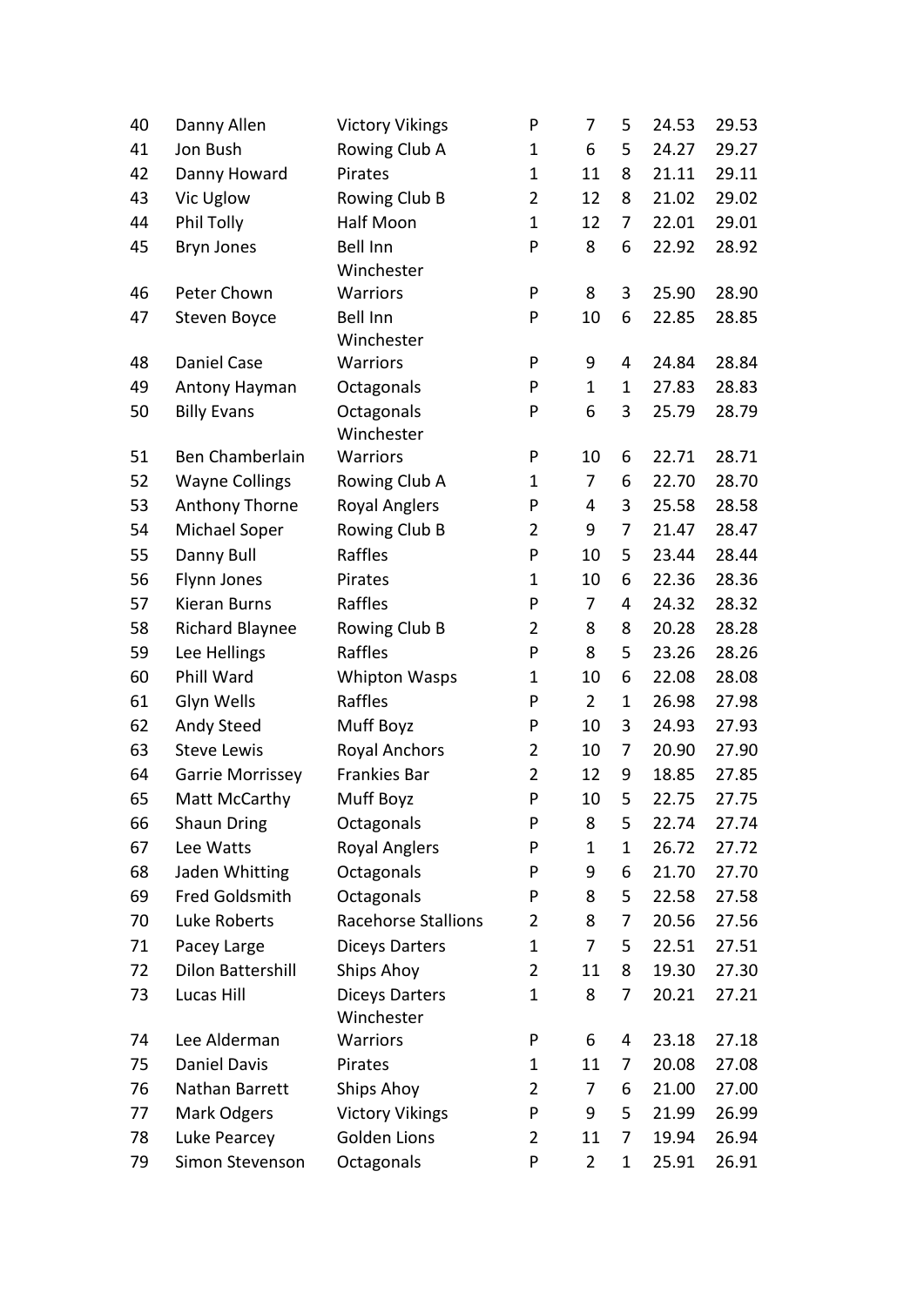| | | | | | | | |
|---|---|---|---|---|---|---|---|
| 40 | Danny Allen | Victory Vikings | P | 7 | 5 | 24.53 | 29.53 |
| 41 | Jon Bush | Rowing Club A | 1 | 6 | 5 | 24.27 | 29.27 |
| 42 | Danny Howard | Pirates | 1 | 11 | 8 | 21.11 | 29.11 |
| 43 | Vic Uglow | Rowing Club B | 2 | 12 | 8 | 21.02 | 29.02 |
| 44 | Phil Tolly | Half Moon | 1 | 12 | 7 | 22.01 | 29.01 |
| 45 | Bryn Jones | Bell Inn | P | 8 | 6 | 22.92 | 28.92 |
| 46 | Peter Chown | Winchester Warriors | P | 8 | 3 | 25.90 | 28.90 |
| 47 | Steven Boyce | Bell Inn | P | 10 | 6 | 22.85 | 28.85 |
| 48 | Daniel Case | Winchester Warriors | P | 9 | 4 | 24.84 | 28.84 |
| 49 | Antony Hayman | Octagonals | P | 1 | 1 | 27.83 | 28.83 |
| 50 | Billy Evans | Octagonals | P | 6 | 3 | 25.79 | 28.79 |
| 51 | Ben Chamberlain | Winchester Warriors | P | 10 | 6 | 22.71 | 28.71 |
| 52 | Wayne Collings | Rowing Club A | 1 | 7 | 6 | 22.70 | 28.70 |
| 53 | Anthony Thorne | Royal Anglers | P | 4 | 3 | 25.58 | 28.58 |
| 54 | Michael Soper | Rowing Club B | 2 | 9 | 7 | 21.47 | 28.47 |
| 55 | Danny Bull | Raffles | P | 10 | 5 | 23.44 | 28.44 |
| 56 | Flynn Jones | Pirates | 1 | 10 | 6 | 22.36 | 28.36 |
| 57 | Kieran Burns | Raffles | P | 7 | 4 | 24.32 | 28.32 |
| 58 | Richard Blaynee | Rowing Club B | 2 | 8 | 8 | 20.28 | 28.28 |
| 59 | Lee Hellings | Raffles | P | 8 | 5 | 23.26 | 28.26 |
| 60 | Phill Ward | Whipton Wasps | 1 | 10 | 6 | 22.08 | 28.08 |
| 61 | Glyn Wells | Raffles | P | 2 | 1 | 26.98 | 27.98 |
| 62 | Andy Steed | Muff Boyz | P | 10 | 3 | 24.93 | 27.93 |
| 63 | Steve Lewis | Royal Anchors | 2 | 10 | 7 | 20.90 | 27.90 |
| 64 | Garrie Morrissey | Frankies Bar | 2 | 12 | 9 | 18.85 | 27.85 |
| 65 | Matt McCarthy | Muff Boyz | P | 10 | 5 | 22.75 | 27.75 |
| 66 | Shaun Dring | Octagonals | P | 8 | 5 | 22.74 | 27.74 |
| 67 | Lee Watts | Royal Anglers | P | 1 | 1 | 26.72 | 27.72 |
| 68 | Jaden Whitting | Octagonals | P | 9 | 6 | 21.70 | 27.70 |
| 69 | Fred Goldsmith | Octagonals | P | 8 | 5 | 22.58 | 27.58 |
| 70 | Luke Roberts | Racehorse Stallions | 2 | 8 | 7 | 20.56 | 27.56 |
| 71 | Pacey Large | Diceys Darters | 1 | 7 | 5 | 22.51 | 27.51 |
| 72 | Dilon Battershill | Ships Ahoy | 2 | 11 | 8 | 19.30 | 27.30 |
| 73 | Lucas Hill | Diceys Darters | 1 | 8 | 7 | 20.21 | 27.21 |
| 74 | Lee Alderman | Winchester Warriors | P | 6 | 4 | 23.18 | 27.18 |
| 75 | Daniel Davis | Pirates | 1 | 11 | 7 | 20.08 | 27.08 |
| 76 | Nathan Barrett | Ships Ahoy | 2 | 7 | 6 | 21.00 | 27.00 |
| 77 | Mark Odgers | Victory Vikings | P | 9 | 5 | 21.99 | 26.99 |
| 78 | Luke Pearcey | Golden Lions | 2 | 11 | 7 | 19.94 | 26.94 |
| 79 | Simon Stevenson | Octagonals | P | 2 | 1 | 25.91 | 26.91 |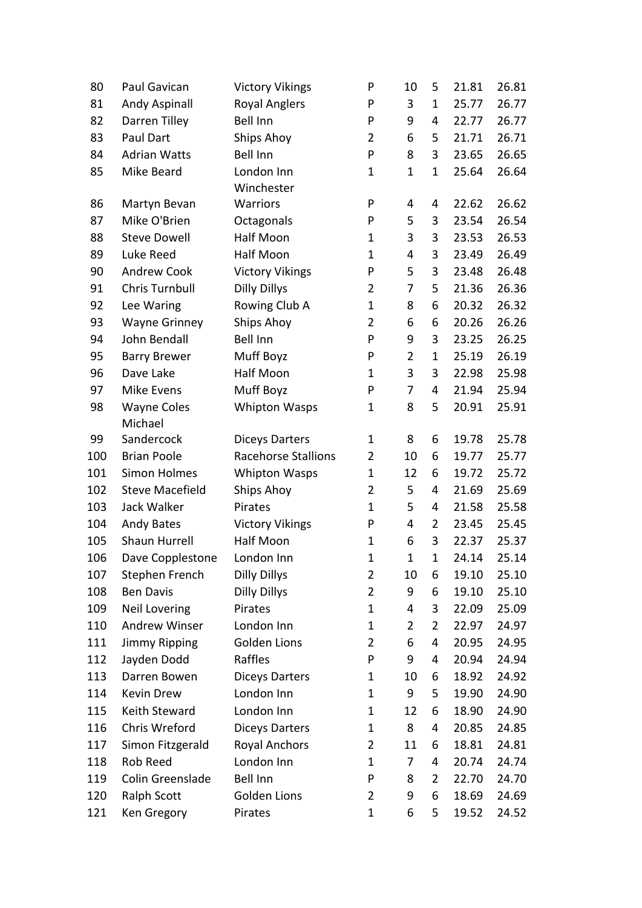| | | | | | | | |
|---|---|---|---|---|---|---|---|
| 80 | Paul Gavican | Victory Vikings | P | 10 | 5 | 21.81 | 26.81 |
| 81 | Andy Aspinall | Royal Anglers | P | 3 | 1 | 25.77 | 26.77 |
| 82 | Darren Tilley | Bell Inn | P | 9 | 4 | 22.77 | 26.77 |
| 83 | Paul Dart | Ships Ahoy | 2 | 6 | 5 | 21.71 | 26.71 |
| 84 | Adrian Watts | Bell Inn | P | 8 | 3 | 23.65 | 26.65 |
| 85 | Mike Beard | London Inn | 1 | 1 | 1 | 25.64 | 26.64 |
| 86 | Martyn Bevan | Winchester Warriors | P | 4 | 4 | 22.62 | 26.62 |
| 87 | Mike O'Brien | Octagonals | P | 5 | 3 | 23.54 | 26.54 |
| 88 | Steve Dowell | Half Moon | 1 | 3 | 3 | 23.53 | 26.53 |
| 89 | Luke Reed | Half Moon | 1 | 4 | 3 | 23.49 | 26.49 |
| 90 | Andrew Cook | Victory Vikings | P | 5 | 3 | 23.48 | 26.48 |
| 91 | Chris Turnbull | Dilly Dillys | 2 | 7 | 5 | 21.36 | 26.36 |
| 92 | Lee Waring | Rowing Club A | 1 | 8 | 6 | 20.32 | 26.32 |
| 93 | Wayne Grinney | Ships Ahoy | 2 | 6 | 6 | 20.26 | 26.26 |
| 94 | John Bendall | Bell Inn | P | 9 | 3 | 23.25 | 26.25 |
| 95 | Barry Brewer | Muff Boyz | P | 2 | 1 | 25.19 | 26.19 |
| 96 | Dave Lake | Half Moon | 1 | 3 | 3 | 22.98 | 25.98 |
| 97 | Mike Evens | Muff Boyz | P | 7 | 4 | 21.94 | 25.94 |
| 98 | Wayne Coles | Whipton Wasps | 1 | 8 | 5 | 20.91 | 25.91 |
| 99 | Michael Sandercock | Diceys Darters | 1 | 8 | 6 | 19.78 | 25.78 |
| 100 | Brian Poole | Racehorse Stallions | 2 | 10 | 6 | 19.77 | 25.77 |
| 101 | Simon Holmes | Whipton Wasps | 1 | 12 | 6 | 19.72 | 25.72 |
| 102 | Steve Macefield | Ships Ahoy | 2 | 5 | 4 | 21.69 | 25.69 |
| 103 | Jack Walker | Pirates | 1 | 5 | 4 | 21.58 | 25.58 |
| 104 | Andy Bates | Victory Vikings | P | 4 | 2 | 23.45 | 25.45 |
| 105 | Shaun Hurrell | Half Moon | 1 | 6 | 3 | 22.37 | 25.37 |
| 106 | Dave Copplestone | London Inn | 1 | 1 | 1 | 24.14 | 25.14 |
| 107 | Stephen French | Dilly Dillys | 2 | 10 | 6 | 19.10 | 25.10 |
| 108 | Ben Davis | Dilly Dillys | 2 | 9 | 6 | 19.10 | 25.10 |
| 109 | Neil Lovering | Pirates | 1 | 4 | 3 | 22.09 | 25.09 |
| 110 | Andrew Winser | London Inn | 1 | 2 | 2 | 22.97 | 24.97 |
| 111 | Jimmy Ripping | Golden Lions | 2 | 6 | 4 | 20.95 | 24.95 |
| 112 | Jayden Dodd | Raffles | P | 9 | 4 | 20.94 | 24.94 |
| 113 | Darren Bowen | Diceys Darters | 1 | 10 | 6 | 18.92 | 24.92 |
| 114 | Kevin Drew | London Inn | 1 | 9 | 5 | 19.90 | 24.90 |
| 115 | Keith Steward | London Inn | 1 | 12 | 6 | 18.90 | 24.90 |
| 116 | Chris Wreford | Diceys Darters | 1 | 8 | 4 | 20.85 | 24.85 |
| 117 | Simon Fitzgerald | Royal Anchors | 2 | 11 | 6 | 18.81 | 24.81 |
| 118 | Rob Reed | London Inn | 1 | 7 | 4 | 20.74 | 24.74 |
| 119 | Colin Greenslade | Bell Inn | P | 8 | 2 | 22.70 | 24.70 |
| 120 | Ralph Scott | Golden Lions | 2 | 9 | 6 | 18.69 | 24.69 |
| 121 | Ken Gregory | Pirates | 1 | 6 | 5 | 19.52 | 24.52 |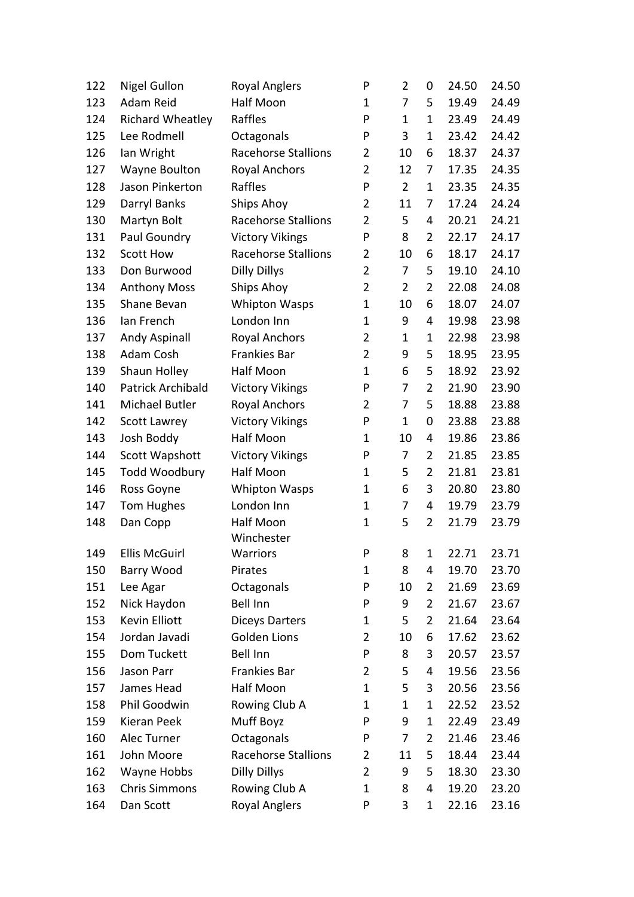|     |     |     |     |     |     |     |     |
| --- | --- | --- | --- | --- | --- | --- | --- |
| 122 | Nigel Gullon | Royal Anglers | P | 2 | 0 | 24.50 | 24.50 |
| 123 | Adam Reid | Half Moon | 1 | 7 | 5 | 19.49 | 24.49 |
| 124 | Richard Wheatley | Raffles | P | 1 | 1 | 23.49 | 24.49 |
| 125 | Lee Rodmell | Octagonals | P | 3 | 1 | 23.42 | 24.42 |
| 126 | Ian Wright | Racehorse Stallions | 2 | 10 | 6 | 18.37 | 24.37 |
| 127 | Wayne Boulton | Royal Anchors | 2 | 12 | 7 | 17.35 | 24.35 |
| 128 | Jason Pinkerton | Raffles | P | 2 | 1 | 23.35 | 24.35 |
| 129 | Darryl Banks | Ships Ahoy | 2 | 11 | 7 | 17.24 | 24.24 |
| 130 | Martyn Bolt | Racehorse Stallions | 2 | 5 | 4 | 20.21 | 24.21 |
| 131 | Paul Goundry | Victory Vikings | P | 8 | 2 | 22.17 | 24.17 |
| 132 | Scott How | Racehorse Stallions | 2 | 10 | 6 | 18.17 | 24.17 |
| 133 | Don Burwood | Dilly Dillys | 2 | 7 | 5 | 19.10 | 24.10 |
| 134 | Anthony Moss | Ships Ahoy | 2 | 2 | 2 | 22.08 | 24.08 |
| 135 | Shane Bevan | Whipton Wasps | 1 | 10 | 6 | 18.07 | 24.07 |
| 136 | Ian French | London Inn | 1 | 9 | 4 | 19.98 | 23.98 |
| 137 | Andy Aspinall | Royal Anchors | 2 | 1 | 1 | 22.98 | 23.98 |
| 138 | Adam Cosh | Frankies Bar | 2 | 9 | 5 | 18.95 | 23.95 |
| 139 | Shaun Holley | Half Moon | 1 | 6 | 5 | 18.92 | 23.92 |
| 140 | Patrick Archibald | Victory Vikings | P | 7 | 2 | 21.90 | 23.90 |
| 141 | Michael Butler | Royal Anchors | 2 | 7 | 5 | 18.88 | 23.88 |
| 142 | Scott Lawrey | Victory Vikings | P | 1 | 0 | 23.88 | 23.88 |
| 143 | Josh Boddy | Half Moon | 1 | 10 | 4 | 19.86 | 23.86 |
| 144 | Scott Wapshott | Victory Vikings | P | 7 | 2 | 21.85 | 23.85 |
| 145 | Todd Woodbury | Half Moon | 1 | 5 | 2 | 21.81 | 23.81 |
| 146 | Ross Goyne | Whipton Wasps | 1 | 6 | 3 | 20.80 | 23.80 |
| 147 | Tom Hughes | London Inn | 1 | 7 | 4 | 19.79 | 23.79 |
| 148 | Dan Copp | Half Moon | 1 | 5 | 2 | 21.79 | 23.79 |
| 149 | Ellis McGuirl | Winchester Warriors | P | 8 | 1 | 22.71 | 23.71 |
| 150 | Barry Wood | Pirates | 1 | 8 | 4 | 19.70 | 23.70 |
| 151 | Lee Agar | Octagonals | P | 10 | 2 | 21.69 | 23.69 |
| 152 | Nick Haydon | Bell Inn | P | 9 | 2 | 21.67 | 23.67 |
| 153 | Kevin Elliott | Diceys Darters | 1 | 5 | 2 | 21.64 | 23.64 |
| 154 | Jordan Javadi | Golden Lions | 2 | 10 | 6 | 17.62 | 23.62 |
| 155 | Dom Tuckett | Bell Inn | P | 8 | 3 | 20.57 | 23.57 |
| 156 | Jason Parr | Frankies Bar | 2 | 5 | 4 | 19.56 | 23.56 |
| 157 | James Head | Half Moon | 1 | 5 | 3 | 20.56 | 23.56 |
| 158 | Phil Goodwin | Rowing Club A | 1 | 1 | 1 | 22.52 | 23.52 |
| 159 | Kieran Peek | Muff Boyz | P | 9 | 1 | 22.49 | 23.49 |
| 160 | Alec Turner | Octagonals | P | 7 | 2 | 21.46 | 23.46 |
| 161 | John Moore | Racehorse Stallions | 2 | 11 | 5 | 18.44 | 23.44 |
| 162 | Wayne Hobbs | Dilly Dillys | 2 | 9 | 5 | 18.30 | 23.30 |
| 163 | Chris Simmons | Rowing Club A | 1 | 8 | 4 | 19.20 | 23.20 |
| 164 | Dan Scott | Royal Anglers | P | 3 | 1 | 22.16 | 23.16 |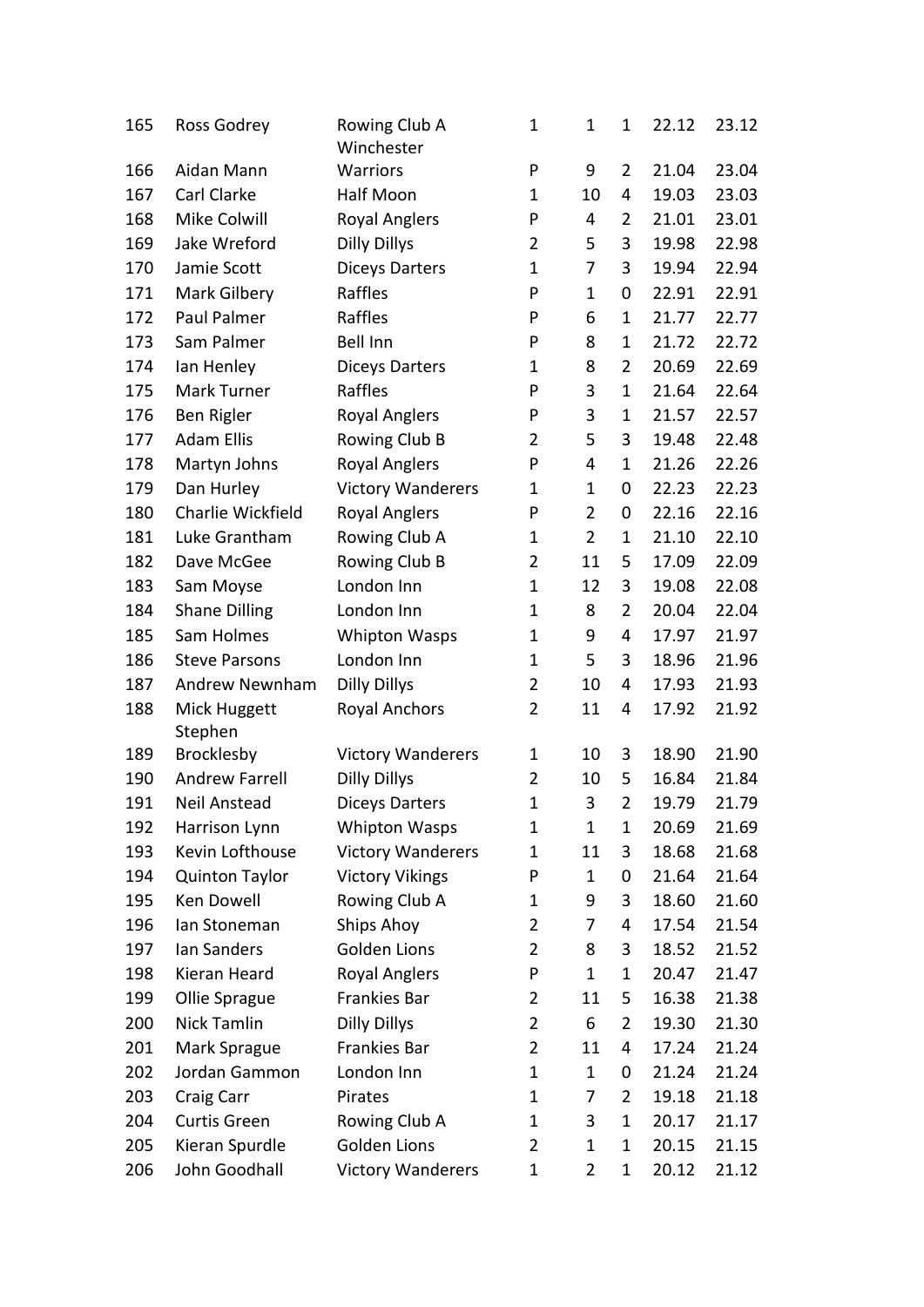| | | | | | | | |
|---|---|---|---|---|---|---|---|
| 165 | Ross Godrey | Rowing Club A | 1 | 1 | 1 | 22.12 | 23.12 |
| 166 | Aidan Mann | Winchester Warriors | P | 9 | 2 | 21.04 | 23.04 |
| 167 | Carl Clarke | Half Moon | 1 | 10 | 4 | 19.03 | 23.03 |
| 168 | Mike Colwill | Royal Anglers | P | 4 | 2 | 21.01 | 23.01 |
| 169 | Jake Wreford | Dilly Dillys | 2 | 5 | 3 | 19.98 | 22.98 |
| 170 | Jamie Scott | Diceys Darters | 1 | 7 | 3 | 19.94 | 22.94 |
| 171 | Mark Gilbery | Raffles | P | 1 | 0 | 22.91 | 22.91 |
| 172 | Paul Palmer | Raffles | P | 6 | 1 | 21.77 | 22.77 |
| 173 | Sam Palmer | Bell Inn | P | 8 | 1 | 21.72 | 22.72 |
| 174 | Ian Henley | Diceys Darters | 1 | 8 | 2 | 20.69 | 22.69 |
| 175 | Mark Turner | Raffles | P | 3 | 1 | 21.64 | 22.64 |
| 176 | Ben Rigler | Royal Anglers | P | 3 | 1 | 21.57 | 22.57 |
| 177 | Adam Ellis | Rowing Club B | 2 | 5 | 3 | 19.48 | 22.48 |
| 178 | Martyn Johns | Royal Anglers | P | 4 | 1 | 21.26 | 22.26 |
| 179 | Dan Hurley | Victory Wanderers | 1 | 1 | 0 | 22.23 | 22.23 |
| 180 | Charlie Wickfield | Royal Anglers | P | 2 | 0 | 22.16 | 22.16 |
| 181 | Luke Grantham | Rowing Club A | 1 | 2 | 1 | 21.10 | 22.10 |
| 182 | Dave McGee | Rowing Club B | 2 | 11 | 5 | 17.09 | 22.09 |
| 183 | Sam Moyse | London Inn | 1 | 12 | 3 | 19.08 | 22.08 |
| 184 | Shane Dilling | London Inn | 1 | 8 | 2 | 20.04 | 22.04 |
| 185 | Sam Holmes | Whipton Wasps | 1 | 9 | 4 | 17.97 | 21.97 |
| 186 | Steve Parsons | London Inn | 1 | 5 | 3 | 18.96 | 21.96 |
| 187 | Andrew Newnham | Dilly Dillys | 2 | 10 | 4 | 17.93 | 21.93 |
| 188 | Mick Huggett | Royal Anchors | 2 | 11 | 4 | 17.92 | 21.92 |
| 189 | Stephen Brocklesby | Victory Wanderers | 1 | 10 | 3 | 18.90 | 21.90 |
| 190 | Andrew Farrell | Dilly Dillys | 2 | 10 | 5 | 16.84 | 21.84 |
| 191 | Neil Anstead | Diceys Darters | 1 | 3 | 2 | 19.79 | 21.79 |
| 192 | Harrison Lynn | Whipton Wasps | 1 | 1 | 1 | 20.69 | 21.69 |
| 193 | Kevin Lofthouse | Victory Wanderers | 1 | 11 | 3 | 18.68 | 21.68 |
| 194 | Quinton Taylor | Victory Vikings | P | 1 | 0 | 21.64 | 21.64 |
| 195 | Ken Dowell | Rowing Club A | 1 | 9 | 3 | 18.60 | 21.60 |
| 196 | Ian Stoneman | Ships Ahoy | 2 | 7 | 4 | 17.54 | 21.54 |
| 197 | Ian Sanders | Golden Lions | 2 | 8 | 3 | 18.52 | 21.52 |
| 198 | Kieran Heard | Royal Anglers | P | 1 | 1 | 20.47 | 21.47 |
| 199 | Ollie Sprague | Frankies Bar | 2 | 11 | 5 | 16.38 | 21.38 |
| 200 | Nick Tamlin | Dilly Dillys | 2 | 6 | 2 | 19.30 | 21.30 |
| 201 | Mark Sprague | Frankies Bar | 2 | 11 | 4 | 17.24 | 21.24 |
| 202 | Jordan Gammon | London Inn | 1 | 1 | 0 | 21.24 | 21.24 |
| 203 | Craig Carr | Pirates | 1 | 7 | 2 | 19.18 | 21.18 |
| 204 | Curtis Green | Rowing Club A | 1 | 3 | 1 | 20.17 | 21.17 |
| 205 | Kieran Spurdle | Golden Lions | 2 | 1 | 1 | 20.15 | 21.15 |
| 206 | John Goodhall | Victory Wanderers | 1 | 2 | 1 | 20.12 | 21.12 |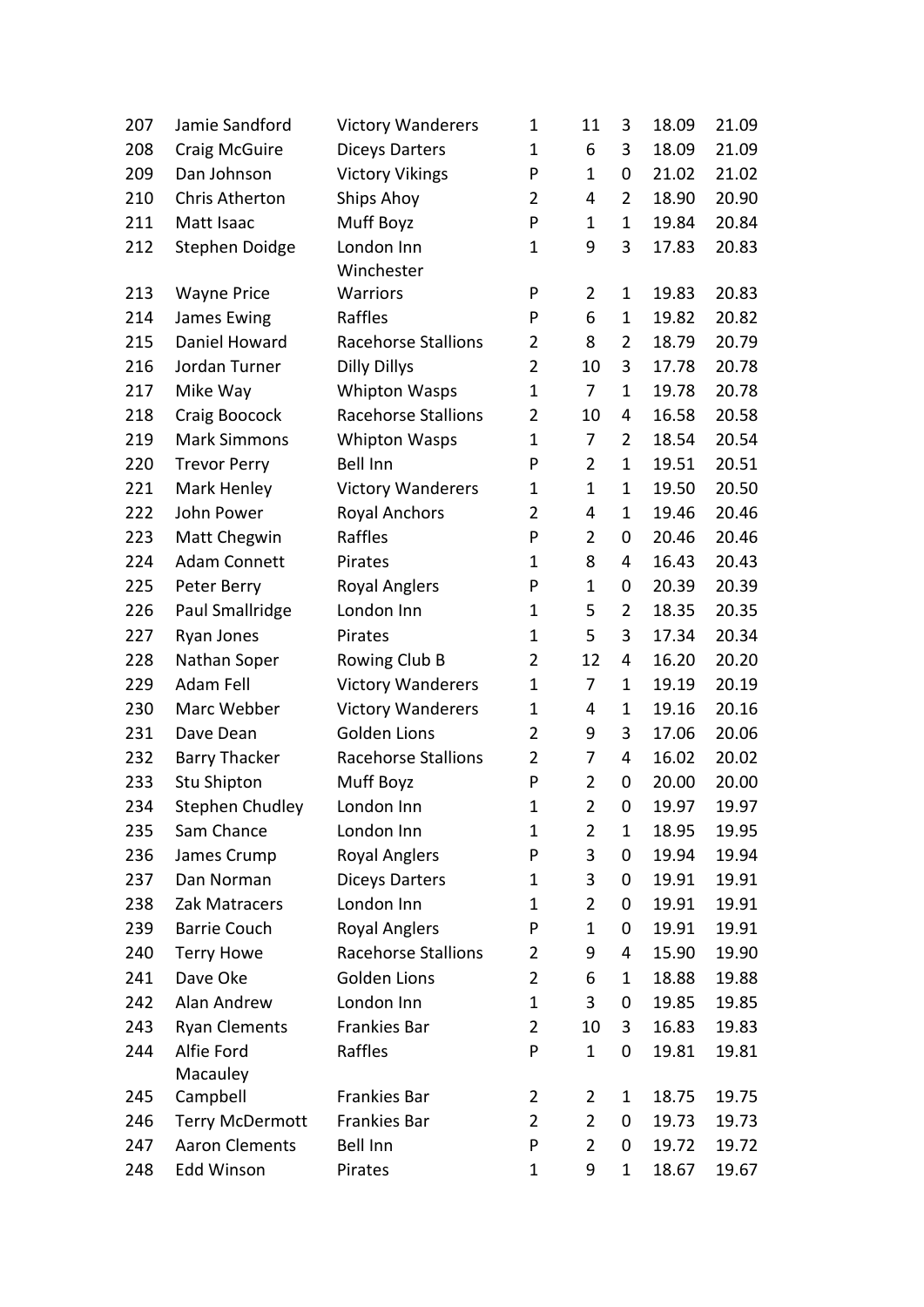| | | | | | | | |
|---|---|---|---|---|---|---|---|
| 207 | Jamie Sandford | Victory Wanderers | 1 | 11 | 3 | 18.09 | 21.09 |
| 208 | Craig McGuire | Diceys Darters | 1 | 6 | 3 | 18.09 | 21.09 |
| 209 | Dan Johnson | Victory Vikings | P | 1 | 0 | 21.02 | 21.02 |
| 210 | Chris Atherton | Ships Ahoy | 2 | 4 | 2 | 18.90 | 20.90 |
| 211 | Matt Isaac | Muff Boyz | P | 1 | 1 | 19.84 | 20.84 |
| 212 | Stephen Doidge | London Inn | 1 | 9 | 3 | 17.83 | 20.83 |
| 213 | Wayne Price | Winchester Warriors | P | 2 | 1 | 19.83 | 20.83 |
| 214 | James Ewing | Raffles | P | 6 | 1 | 19.82 | 20.82 |
| 215 | Daniel Howard | Racehorse Stallions | 2 | 8 | 2 | 18.79 | 20.79 |
| 216 | Jordan Turner | Dilly Dillys | 2 | 10 | 3 | 17.78 | 20.78 |
| 217 | Mike Way | Whipton Wasps | 1 | 7 | 1 | 19.78 | 20.78 |
| 218 | Craig Boocock | Racehorse Stallions | 2 | 10 | 4 | 16.58 | 20.58 |
| 219 | Mark Simmons | Whipton Wasps | 1 | 7 | 2 | 18.54 | 20.54 |
| 220 | Trevor Perry | Bell Inn | P | 2 | 1 | 19.51 | 20.51 |
| 221 | Mark Henley | Victory Wanderers | 1 | 1 | 1 | 19.50 | 20.50 |
| 222 | John Power | Royal Anchors | 2 | 4 | 1 | 19.46 | 20.46 |
| 223 | Matt Chegwin | Raffles | P | 2 | 0 | 20.46 | 20.46 |
| 224 | Adam Connett | Pirates | 1 | 8 | 4 | 16.43 | 20.43 |
| 225 | Peter Berry | Royal Anglers | P | 1 | 0 | 20.39 | 20.39 |
| 226 | Paul Smallridge | London Inn | 1 | 5 | 2 | 18.35 | 20.35 |
| 227 | Ryan Jones | Pirates | 1 | 5 | 3 | 17.34 | 20.34 |
| 228 | Nathan Soper | Rowing Club B | 2 | 12 | 4 | 16.20 | 20.20 |
| 229 | Adam Fell | Victory Wanderers | 1 | 7 | 1 | 19.19 | 20.19 |
| 230 | Marc Webber | Victory Wanderers | 1 | 4 | 1 | 19.16 | 20.16 |
| 231 | Dave Dean | Golden Lions | 2 | 9 | 3 | 17.06 | 20.06 |
| 232 | Barry Thacker | Racehorse Stallions | 2 | 7 | 4 | 16.02 | 20.02 |
| 233 | Stu Shipton | Muff Boyz | P | 2 | 0 | 20.00 | 20.00 |
| 234 | Stephen Chudley | London Inn | 1 | 2 | 0 | 19.97 | 19.97 |
| 235 | Sam Chance | London Inn | 1 | 2 | 1 | 18.95 | 19.95 |
| 236 | James Crump | Royal Anglers | P | 3 | 0 | 19.94 | 19.94 |
| 237 | Dan Norman | Diceys Darters | 1 | 3 | 0 | 19.91 | 19.91 |
| 238 | Zak Matracers | London Inn | 1 | 2 | 0 | 19.91 | 19.91 |
| 239 | Barrie Couch | Royal Anglers | P | 1 | 0 | 19.91 | 19.91 |
| 240 | Terry Howe | Racehorse Stallions | 2 | 9 | 4 | 15.90 | 19.90 |
| 241 | Dave Oke | Golden Lions | 2 | 6 | 1 | 18.88 | 19.88 |
| 242 | Alan Andrew | London Inn | 1 | 3 | 0 | 19.85 | 19.85 |
| 243 | Ryan Clements | Frankies Bar | 2 | 10 | 3 | 16.83 | 19.83 |
| 244 | Alfie Ford | Raffles | P | 1 | 0 | 19.81 | 19.81 |
| 245 | Macauley Campbell | Frankies Bar | 2 | 2 | 1 | 18.75 | 19.75 |
| 246 | Terry McDermott | Frankies Bar | 2 | 2 | 0 | 19.73 | 19.73 |
| 247 | Aaron Clements | Bell Inn | P | 2 | 0 | 19.72 | 19.72 |
| 248 | Edd Winson | Pirates | 1 | 9 | 1 | 18.67 | 19.67 |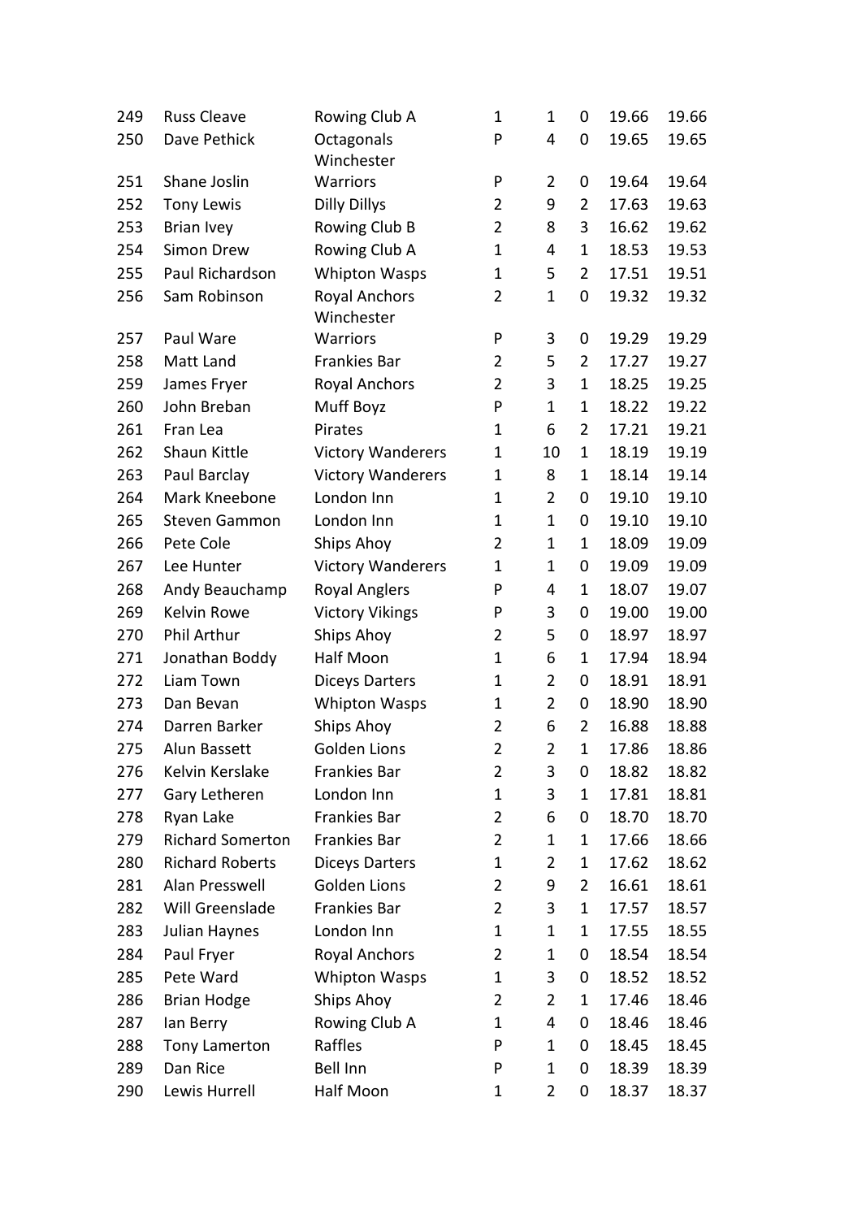| | | | | | | | |
|---|---|---|---|---|---|---|---|
| 249 | Russ Cleave | Rowing Club A | 1 | 1 | 0 | 19.66 | 19.66 |
| 250 | Dave Pethick | Octagonals | P | 4 | 0 | 19.65 | 19.65 |
| 251 | Shane Joslin | Winchester Warriors | P | 2 | 0 | 19.64 | 19.64 |
| 252 | Tony Lewis | Dilly Dillys | 2 | 9 | 2 | 17.63 | 19.63 |
| 253 | Brian Ivey | Rowing Club B | 2 | 8 | 3 | 16.62 | 19.62 |
| 254 | Simon Drew | Rowing Club A | 1 | 4 | 1 | 18.53 | 19.53 |
| 255 | Paul Richardson | Whipton Wasps | 1 | 5 | 2 | 17.51 | 19.51 |
| 256 | Sam Robinson | Royal Anchors | 2 | 1 | 0 | 19.32 | 19.32 |
| 257 | Paul Ware | Winchester Warriors | P | 3 | 0 | 19.29 | 19.29 |
| 258 | Matt Land | Frankies Bar | 2 | 5 | 2 | 17.27 | 19.27 |
| 259 | James Fryer | Royal Anchors | 2 | 3 | 1 | 18.25 | 19.25 |
| 260 | John Breban | Muff Boyz | P | 1 | 1 | 18.22 | 19.22 |
| 261 | Fran Lea | Pirates | 1 | 6 | 2 | 17.21 | 19.21 |
| 262 | Shaun Kittle | Victory Wanderers | 1 | 10 | 1 | 18.19 | 19.19 |
| 263 | Paul Barclay | Victory Wanderers | 1 | 8 | 1 | 18.14 | 19.14 |
| 264 | Mark Kneebone | London Inn | 1 | 2 | 0 | 19.10 | 19.10 |
| 265 | Steven Gammon | London Inn | 1 | 1 | 0 | 19.10 | 19.10 |
| 266 | Pete Cole | Ships Ahoy | 2 | 1 | 1 | 18.09 | 19.09 |
| 267 | Lee Hunter | Victory Wanderers | 1 | 1 | 0 | 19.09 | 19.09 |
| 268 | Andy Beauchamp | Royal Anglers | P | 4 | 1 | 18.07 | 19.07 |
| 269 | Kelvin Rowe | Victory Vikings | P | 3 | 0 | 19.00 | 19.00 |
| 270 | Phil Arthur | Ships Ahoy | 2 | 5 | 0 | 18.97 | 18.97 |
| 271 | Jonathan Boddy | Half Moon | 1 | 6 | 1 | 17.94 | 18.94 |
| 272 | Liam Town | Diceys Darters | 1 | 2 | 0 | 18.91 | 18.91 |
| 273 | Dan Bevan | Whipton Wasps | 1 | 2 | 0 | 18.90 | 18.90 |
| 274 | Darren Barker | Ships Ahoy | 2 | 6 | 2 | 16.88 | 18.88 |
| 275 | Alun Bassett | Golden Lions | 2 | 2 | 1 | 17.86 | 18.86 |
| 276 | Kelvin Kerslake | Frankies Bar | 2 | 3 | 0 | 18.82 | 18.82 |
| 277 | Gary Letheren | London Inn | 1 | 3 | 1 | 17.81 | 18.81 |
| 278 | Ryan Lake | Frankies Bar | 2 | 6 | 0 | 18.70 | 18.70 |
| 279 | Richard Somerton | Frankies Bar | 2 | 1 | 1 | 17.66 | 18.66 |
| 280 | Richard Roberts | Diceys Darters | 1 | 2 | 1 | 17.62 | 18.62 |
| 281 | Alan Presswell | Golden Lions | 2 | 9 | 2 | 16.61 | 18.61 |
| 282 | Will Greenslade | Frankies Bar | 2 | 3 | 1 | 17.57 | 18.57 |
| 283 | Julian Haynes | London Inn | 1 | 1 | 1 | 17.55 | 18.55 |
| 284 | Paul Fryer | Royal Anchors | 2 | 1 | 0 | 18.54 | 18.54 |
| 285 | Pete Ward | Whipton Wasps | 1 | 3 | 0 | 18.52 | 18.52 |
| 286 | Brian Hodge | Ships Ahoy | 2 | 2 | 1 | 17.46 | 18.46 |
| 287 | Ian Berry | Rowing Club A | 1 | 4 | 0 | 18.46 | 18.46 |
| 288 | Tony Lamerton | Raffles | P | 1 | 0 | 18.45 | 18.45 |
| 289 | Dan Rice | Bell Inn | P | 1 | 0 | 18.39 | 18.39 |
| 290 | Lewis Hurrell | Half Moon | 1 | 2 | 0 | 18.37 | 18.37 |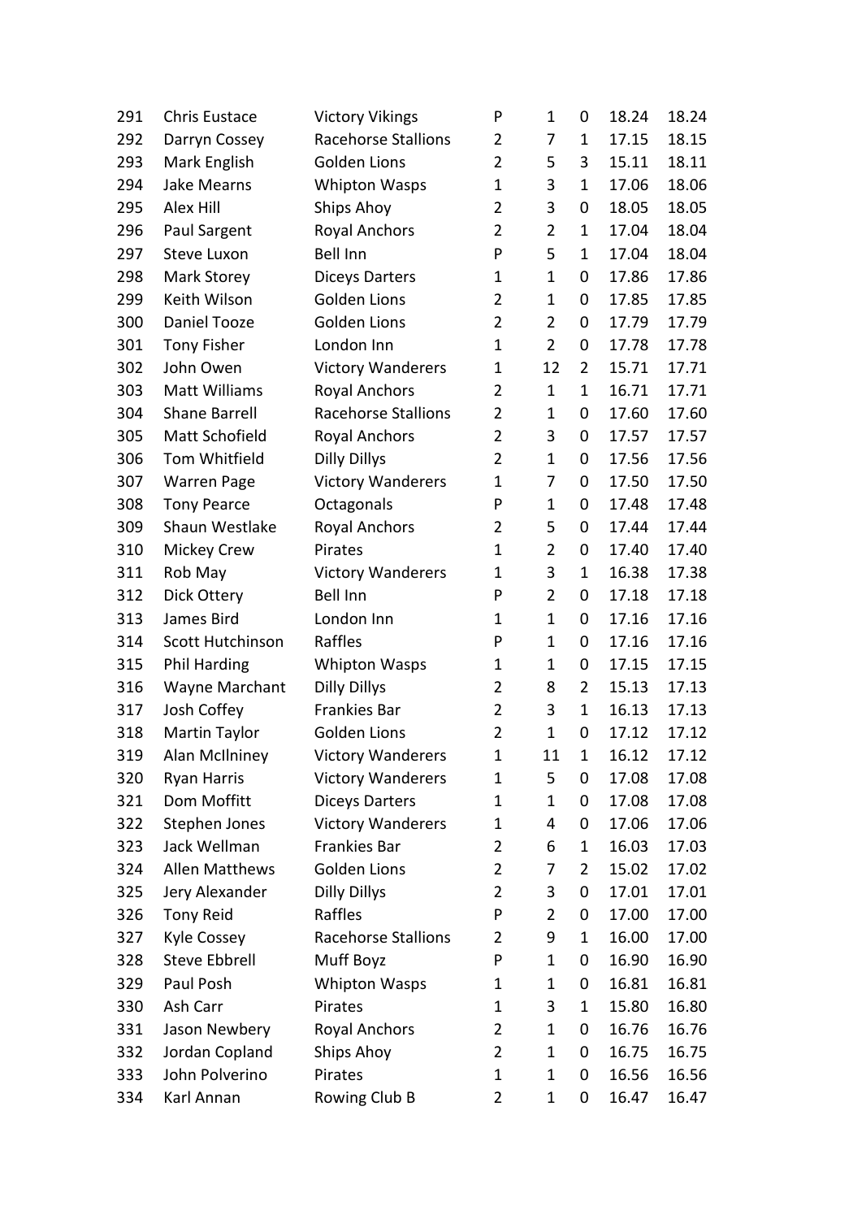| | | | | | | | |
|---|---|---|---|---|---|---|---|
| 291 | Chris Eustace | Victory Vikings | P | 1 | 0 | 18.24 | 18.24 |
| 292 | Darryn Cossey | Racehorse Stallions | 2 | 7 | 1 | 17.15 | 18.15 |
| 293 | Mark English | Golden Lions | 2 | 5 | 3 | 15.11 | 18.11 |
| 294 | Jake Mearns | Whipton Wasps | 1 | 3 | 1 | 17.06 | 18.06 |
| 295 | Alex Hill | Ships Ahoy | 2 | 3 | 0 | 18.05 | 18.05 |
| 296 | Paul Sargent | Royal Anchors | 2 | 2 | 1 | 17.04 | 18.04 |
| 297 | Steve Luxon | Bell Inn | P | 5 | 1 | 17.04 | 18.04 |
| 298 | Mark Storey | Diceys Darters | 1 | 1 | 0 | 17.86 | 17.86 |
| 299 | Keith Wilson | Golden Lions | 2 | 1 | 0 | 17.85 | 17.85 |
| 300 | Daniel Tooze | Golden Lions | 2 | 2 | 0 | 17.79 | 17.79 |
| 301 | Tony Fisher | London Inn | 1 | 2 | 0 | 17.78 | 17.78 |
| 302 | John Owen | Victory Wanderers | 1 | 12 | 2 | 15.71 | 17.71 |
| 303 | Matt Williams | Royal Anchors | 2 | 1 | 1 | 16.71 | 17.71 |
| 304 | Shane Barrell | Racehorse Stallions | 2 | 1 | 0 | 17.60 | 17.60 |
| 305 | Matt Schofield | Royal Anchors | 2 | 3 | 0 | 17.57 | 17.57 |
| 306 | Tom Whitfield | Dilly Dillys | 2 | 1 | 0 | 17.56 | 17.56 |
| 307 | Warren Page | Victory Wanderers | 1 | 7 | 0 | 17.50 | 17.50 |
| 308 | Tony Pearce | Octagonals | P | 1 | 0 | 17.48 | 17.48 |
| 309 | Shaun Westlake | Royal Anchors | 2 | 5 | 0 | 17.44 | 17.44 |
| 310 | Mickey Crew | Pirates | 1 | 2 | 0 | 17.40 | 17.40 |
| 311 | Rob May | Victory Wanderers | 1 | 3 | 1 | 16.38 | 17.38 |
| 312 | Dick Ottery | Bell Inn | P | 2 | 0 | 17.18 | 17.18 |
| 313 | James Bird | London Inn | 1 | 1 | 0 | 17.16 | 17.16 |
| 314 | Scott Hutchinson | Raffles | P | 1 | 0 | 17.16 | 17.16 |
| 315 | Phil Harding | Whipton Wasps | 1 | 1 | 0 | 17.15 | 17.15 |
| 316 | Wayne Marchant | Dilly Dillys | 2 | 8 | 2 | 15.13 | 17.13 |
| 317 | Josh Coffey | Frankies Bar | 2 | 3 | 1 | 16.13 | 17.13 |
| 318 | Martin Taylor | Golden Lions | 2 | 1 | 0 | 17.12 | 17.12 |
| 319 | Alan McIlniney | Victory Wanderers | 1 | 11 | 1 | 16.12 | 17.12 |
| 320 | Ryan Harris | Victory Wanderers | 1 | 5 | 0 | 17.08 | 17.08 |
| 321 | Dom Moffitt | Diceys Darters | 1 | 1 | 0 | 17.08 | 17.08 |
| 322 | Stephen Jones | Victory Wanderers | 1 | 4 | 0 | 17.06 | 17.06 |
| 323 | Jack Wellman | Frankies Bar | 2 | 6 | 1 | 16.03 | 17.03 |
| 324 | Allen Matthews | Golden Lions | 2 | 7 | 2 | 15.02 | 17.02 |
| 325 | Jery Alexander | Dilly Dillys | 2 | 3 | 0 | 17.01 | 17.01 |
| 326 | Tony Reid | Raffles | P | 2 | 0 | 17.00 | 17.00 |
| 327 | Kyle Cossey | Racehorse Stallions | 2 | 9 | 1 | 16.00 | 17.00 |
| 328 | Steve Ebbrell | Muff Boyz | P | 1 | 0 | 16.90 | 16.90 |
| 329 | Paul Posh | Whipton Wasps | 1 | 1 | 0 | 16.81 | 16.81 |
| 330 | Ash Carr | Pirates | 1 | 3 | 1 | 15.80 | 16.80 |
| 331 | Jason Newbery | Royal Anchors | 2 | 1 | 0 | 16.76 | 16.76 |
| 332 | Jordan Copland | Ships Ahoy | 2 | 1 | 0 | 16.75 | 16.75 |
| 333 | John Polverino | Pirates | 1 | 1 | 0 | 16.56 | 16.56 |
| 334 | Karl Annan | Rowing Club B | 2 | 1 | 0 | 16.47 | 16.47 |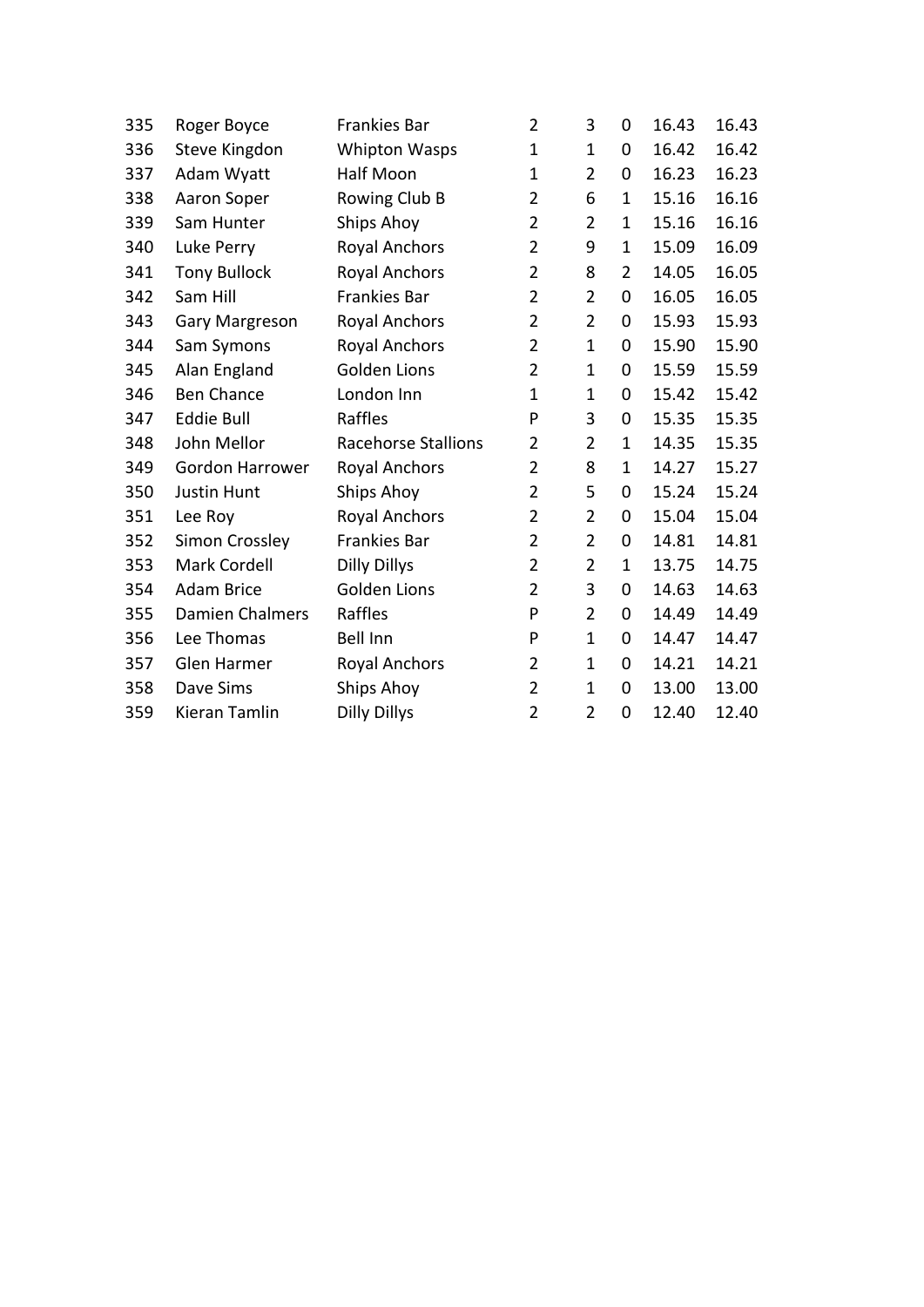| | | | | | | | |
|---|---|---|---|---|---|---|---|
| 335 | Roger Boyce | Frankies Bar | 2 | 3 | 0 | 16.43 | 16.43 |
| 336 | Steve Kingdon | Whipton Wasps | 1 | 1 | 0 | 16.42 | 16.42 |
| 337 | Adam Wyatt | Half Moon | 1 | 2 | 0 | 16.23 | 16.23 |
| 338 | Aaron Soper | Rowing Club B | 2 | 6 | 1 | 15.16 | 16.16 |
| 339 | Sam Hunter | Ships Ahoy | 2 | 2 | 1 | 15.16 | 16.16 |
| 340 | Luke Perry | Royal Anchors | 2 | 9 | 1 | 15.09 | 16.09 |
| 341 | Tony Bullock | Royal Anchors | 2 | 8 | 2 | 14.05 | 16.05 |
| 342 | Sam Hill | Frankies Bar | 2 | 2 | 0 | 16.05 | 16.05 |
| 343 | Gary Margreson | Royal Anchors | 2 | 2 | 0 | 15.93 | 15.93 |
| 344 | Sam Symons | Royal Anchors | 2 | 1 | 0 | 15.90 | 15.90 |
| 345 | Alan England | Golden Lions | 2 | 1 | 0 | 15.59 | 15.59 |
| 346 | Ben Chance | London Inn | 1 | 1 | 0 | 15.42 | 15.42 |
| 347 | Eddie Bull | Raffles | P | 3 | 0 | 15.35 | 15.35 |
| 348 | John Mellor | Racehorse Stallions | 2 | 2 | 1 | 14.35 | 15.35 |
| 349 | Gordon Harrower | Royal Anchors | 2 | 8 | 1 | 14.27 | 15.27 |
| 350 | Justin Hunt | Ships Ahoy | 2 | 5 | 0 | 15.24 | 15.24 |
| 351 | Lee Roy | Royal Anchors | 2 | 2 | 0 | 15.04 | 15.04 |
| 352 | Simon Crossley | Frankies Bar | 2 | 2 | 0 | 14.81 | 14.81 |
| 353 | Mark Cordell | Dilly Dillys | 2 | 2 | 1 | 13.75 | 14.75 |
| 354 | Adam Brice | Golden Lions | 2 | 3 | 0 | 14.63 | 14.63 |
| 355 | Damien Chalmers | Raffles | P | 2 | 0 | 14.49 | 14.49 |
| 356 | Lee Thomas | Bell Inn | P | 1 | 0 | 14.47 | 14.47 |
| 357 | Glen Harmer | Royal Anchors | 2 | 1 | 0 | 14.21 | 14.21 |
| 358 | Dave Sims | Ships Ahoy | 2 | 1 | 0 | 13.00 | 13.00 |
| 359 | Kieran Tamlin | Dilly Dillys | 2 | 2 | 0 | 12.40 | 12.40 |